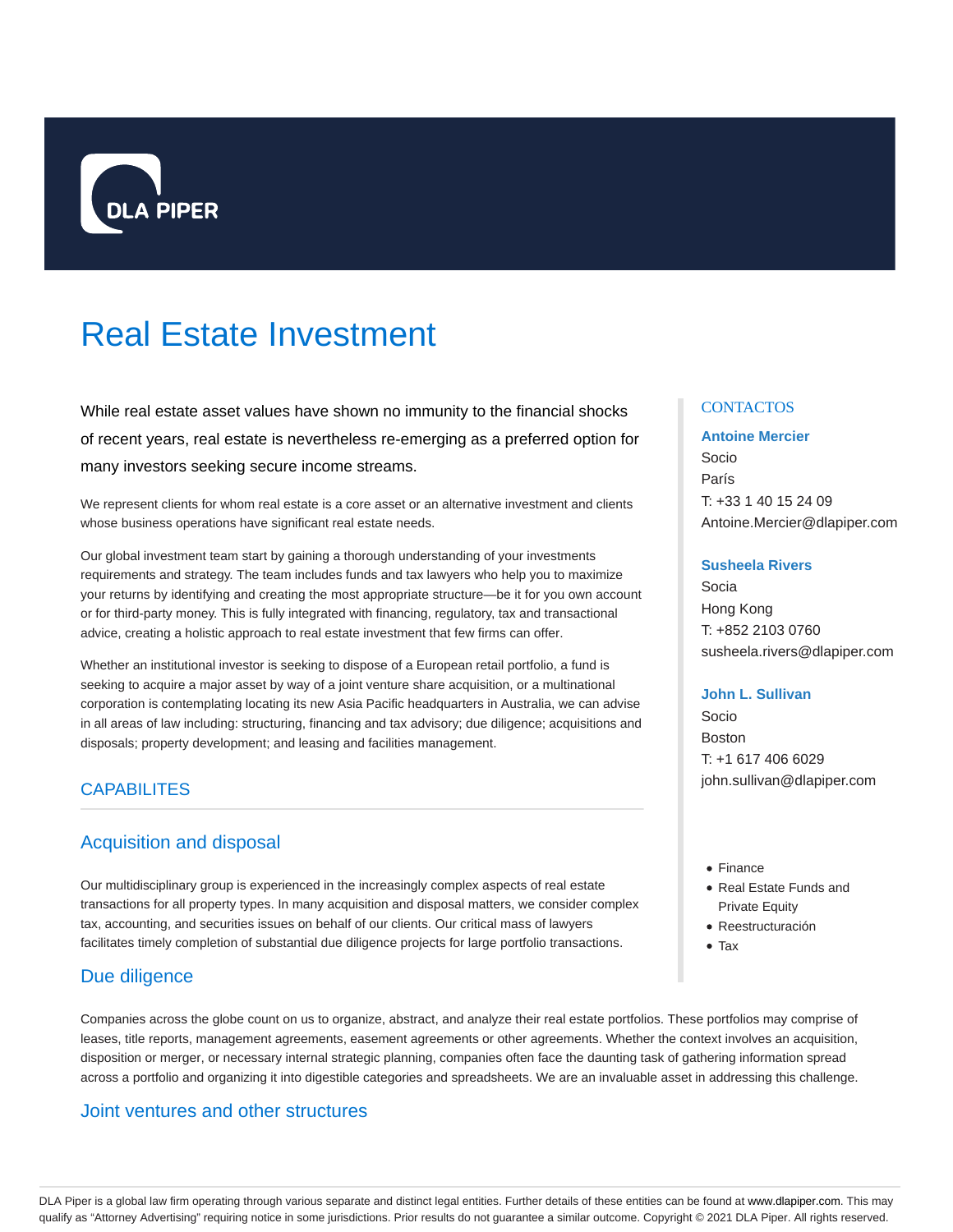# Real Estate Investment

While real estate asset values have shown no immunity to the financial shocks of recent years, real estate is nevertheless re-emerging as a preferred option for many investors seeking secure income streams.

We represent clients for whom real estate is a core asset or an alternative investment and clients whose business operations have significant real estate needs.

Our global investment team start by gaining a thorough understanding of your investments requirements and strategy. The team includes funds and tax lawyers who help you to maximize your returns by identifying and creating the most appropriate structure—be it for you own account or for third-party money. This is fully integrated with financing, regulatory, tax and transactional advice, creating a holistic approach to real estate investment that few firms can offer.

Whether an institutional investor is seeking to dispose of a European retail portfolio, a fund is seeking to acquire a major asset by way of a joint venture share acquisition, or a multinational corporation is contemplating locating its new Asia Pacific headquarters in Australia, we can advise in all areas of law including: structuring, financing and tax advisory; due diligence; acquisitions and disposals; property development; and leasing and facilities management.

## CAPABILITES

### Acquisition and disposal

Our multidisciplinary group is experienced in the increasingly complex aspects of real estate transactions for all property types. In many acquisition and disposal matters, we consider complex tax, accounting, and securities issues on behalf of our clients. Our critical mass of lawyers facilitates timely completion of substantial due diligence projects for large portfolio transactions.

### Due diligence

Companies across the globe count on us to organize, abstract, and analyze their real estate portfolios. These portfolios may comprise of leases, title reports, management agreements, easement agreements or other agreements. Whether the context involves an acquisition, disposition or merger, or necessary internal strategic planning, companies often face the daunting task of gathering information spread across a portfolio and organizing it into digestible categories and spreadsheets. We are an invaluable asset in addressing this challenge.

### Joint ventures and other structures

## CONTACTOS

**Antoine Mercier**
Socio
París
T: +33 1 40 15 24 09
Antoine.Mercier@dlapiper.com

**Susheela Rivers**
Socia
Hong Kong
T: +852 2103 0760
susheela.rivers@dlapiper.com

**John L. Sullivan**
Socio
Boston
T: +1 617 406 6029
john.sullivan@dlapiper.com

- Finance
- Real Estate Funds and Private Equity
- Reestructuración
- Tax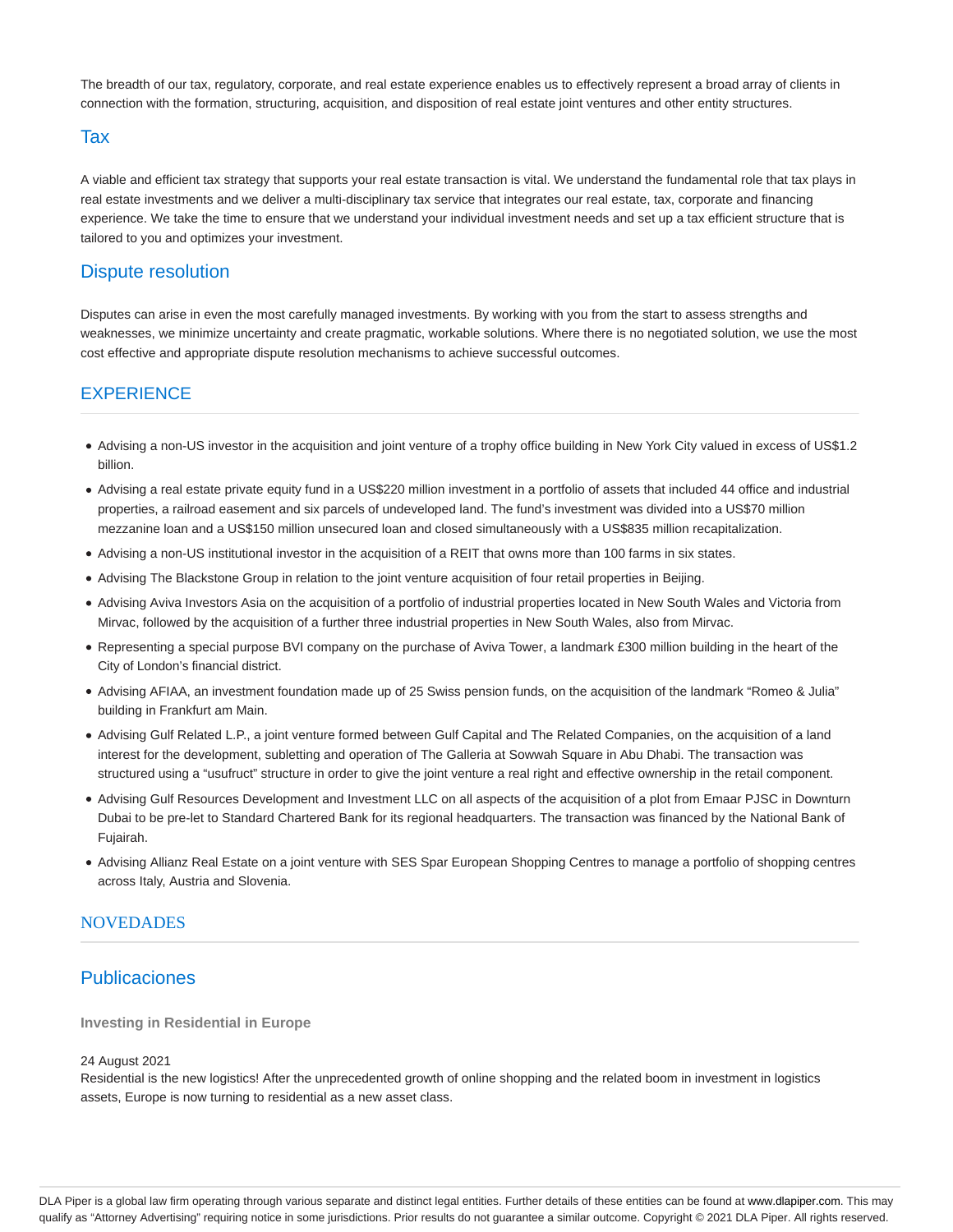The breadth of our tax, regulatory, corporate, and real estate experience enables us to effectively represent a broad array of clients in connection with the formation, structuring, acquisition, and disposition of real estate joint ventures and other entity structures.

## Tax

A viable and efficient tax strategy that supports your real estate transaction is vital. We understand the fundamental role that tax plays in real estate investments and we deliver a multi-disciplinary tax service that integrates our real estate, tax, corporate and financing experience. We take the time to ensure that we understand your individual investment needs and set up a tax efficient structure that is tailored to you and optimizes your investment.

## Dispute resolution

Disputes can arise in even the most carefully managed investments. By working with you from the start to assess strengths and weaknesses, we minimize uncertainty and create pragmatic, workable solutions. Where there is no negotiated solution, we use the most cost effective and appropriate dispute resolution mechanisms to achieve successful outcomes.

## EXPERIENCE

- Advising a non-US investor in the acquisition and joint venture of a trophy office building in New York City valued in excess of US$1.2 billion.
- Advising a real estate private equity fund in a US$220 million investment in a portfolio of assets that included 44 office and industrial properties, a railroad easement and six parcels of undeveloped land. The fund's investment was divided into a US$70 million mezzanine loan and a US$150 million unsecured loan and closed simultaneously with a US$835 million recapitalization.
- Advising a non-US institutional investor in the acquisition of a REIT that owns more than 100 farms in six states.
- Advising The Blackstone Group in relation to the joint venture acquisition of four retail properties in Beijing.
- Advising Aviva Investors Asia on the acquisition of a portfolio of industrial properties located in New South Wales and Victoria from Mirvac, followed by the acquisition of a further three industrial properties in New South Wales, also from Mirvac.
- Representing a special purpose BVI company on the purchase of Aviva Tower, a landmark £300 million building in the heart of the City of London's financial district.
- Advising AFIAA, an investment foundation made up of 25 Swiss pension funds, on the acquisition of the landmark "Romeo & Julia" building in Frankfurt am Main.
- Advising Gulf Related L.P., a joint venture formed between Gulf Capital and The Related Companies, on the acquisition of a land interest for the development, subletting and operation of The Galleria at Sowwah Square in Abu Dhabi. The transaction was structured using a "usufruct" structure in order to give the joint venture a real right and effective ownership in the retail component.
- Advising Gulf Resources Development and Investment LLC on all aspects of the acquisition of a plot from Emaar PJSC in Downturn Dubai to be pre-let to Standard Chartered Bank for its regional headquarters. The transaction was financed by the National Bank of Fujairah.
- Advising Allianz Real Estate on a joint venture with SES Spar European Shopping Centres to manage a portfolio of shopping centres across Italy, Austria and Slovenia.

## NOVEDADES

## Publicaciones

**Investing in Residential in Europe**

24 August 2021

Residential is the new logistics! After the unprecedented growth of online shopping and the related boom in investment in logistics assets, Europe is now turning to residential as a new asset class.

DLA Piper is a global law firm operating through various separate and distinct legal entities. Further details of these entities can be found at www.dlapiper.com. This may qualify as "Attorney Advertising" requiring notice in some jurisdictions. Prior results do not guarantee a similar outcome. Copyright © 2021 DLA Piper. All rights reserved.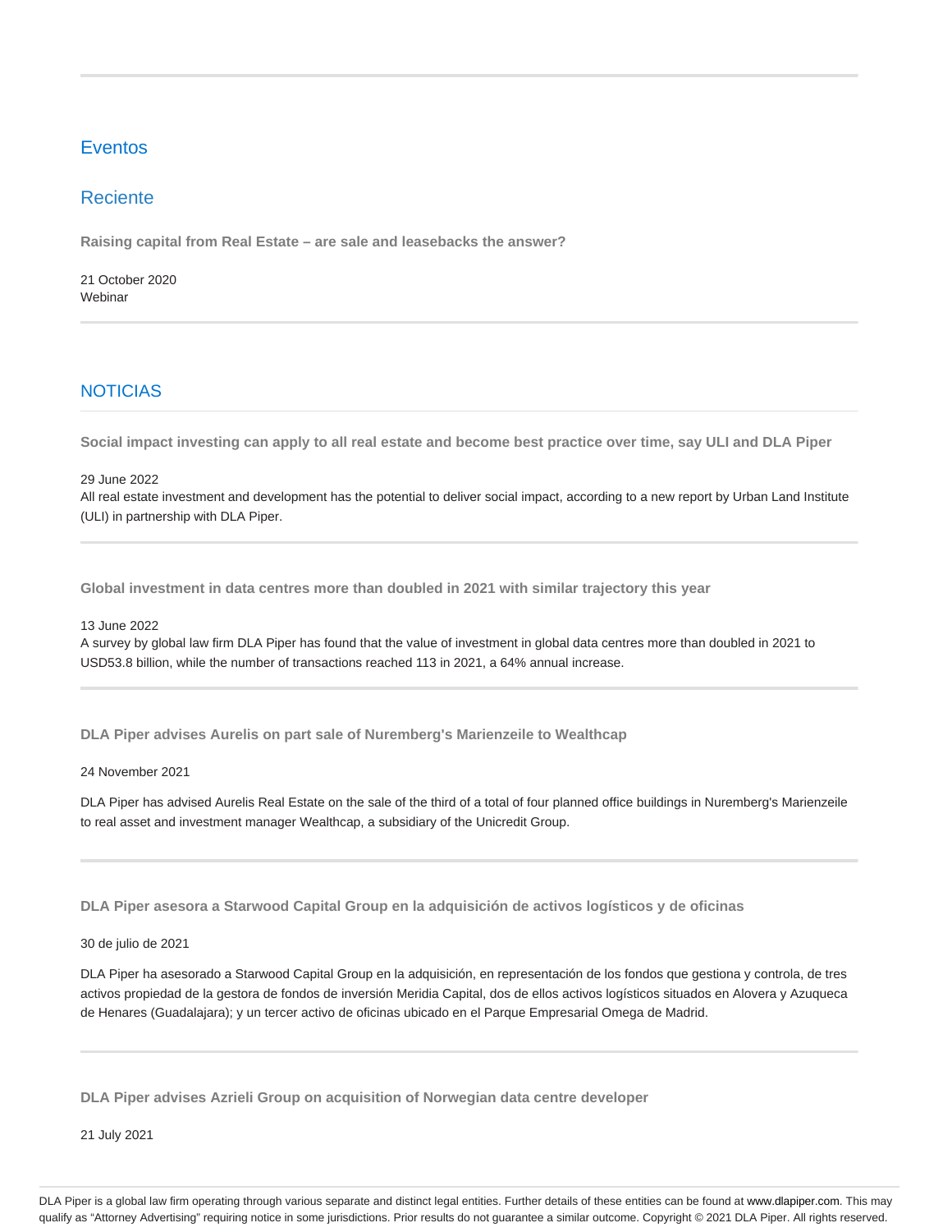## Eventos

### Reciente

**Raising capital from Real Estate – are sale and leasebacks the answer?**

21 October 2020
Webinar

## NOTICIAS

**Social impact investing can apply to all real estate and become best practice over time, say ULI and DLA Piper**

29 June 2022
All real estate investment and development has the potential to deliver social impact, according to a new report by Urban Land Institute (ULI) in partnership with DLA Piper.

**Global investment in data centres more than doubled in 2021 with similar trajectory this year**

13 June 2022
A survey by global law firm DLA Piper has found that the value of investment in global data centres more than doubled in 2021 to USD53.8 billion, while the number of transactions reached 113 in 2021, a 64% annual increase.

**DLA Piper advises Aurelis on part sale of Nuremberg's Marienzeile to Wealthcap**

24 November 2021

DLA Piper has advised Aurelis Real Estate on the sale of the third of a total of four planned office buildings in Nuremberg's Marienzeile to real asset and investment manager Wealthcap, a subsidiary of the Unicredit Group.

**DLA Piper asesora a Starwood Capital Group en la adquisición de activos logísticos y de oficinas**

30 de julio de 2021

DLA Piper ha asesorado a Starwood Capital Group en la adquisición, en representación de los fondos que gestiona y controla, de tres activos propiedad de la gestora de fondos de inversión Meridia Capital, dos de ellos activos logísticos situados en Alovera y Azuqueca de Henares (Guadalajara); y un tercer activo de oficinas ubicado en el Parque Empresarial Omega de Madrid.

**DLA Piper advises Azrieli Group on acquisition of Norwegian data centre developer**

21 July 2021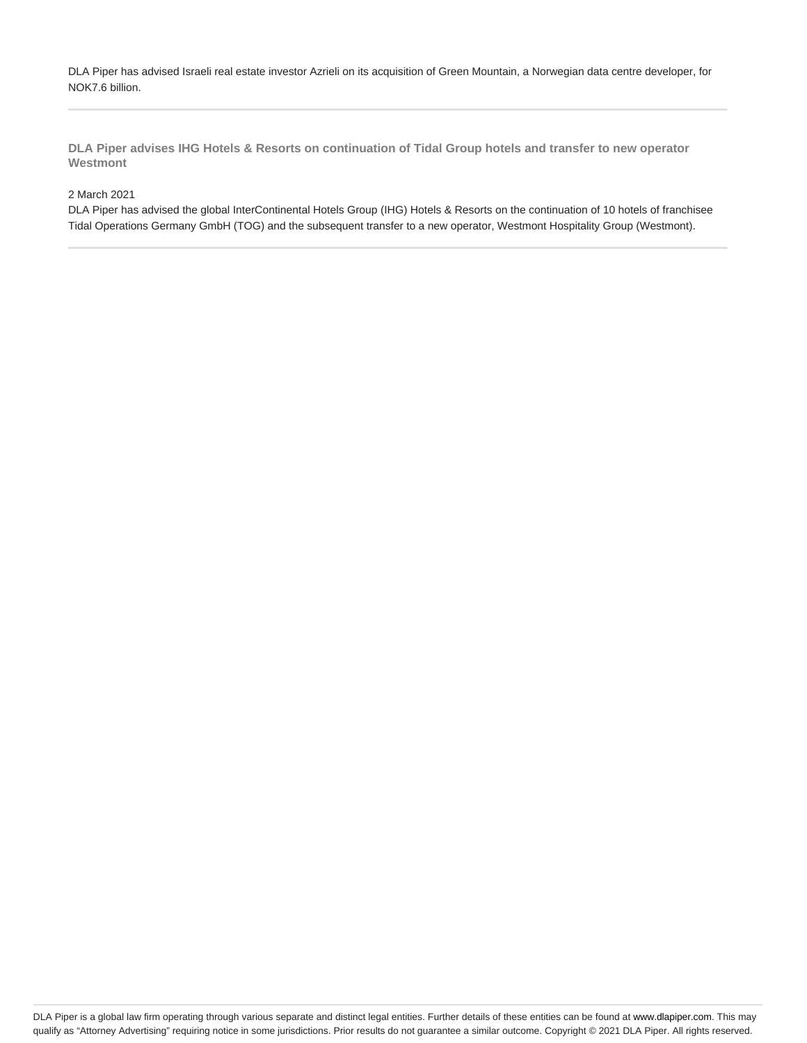DLA Piper has advised Israeli real estate investor Azrieli on its acquisition of Green Mountain, a Norwegian data centre developer, for NOK7.6 billion.

---

### DLA Piper advises IHG Hotels & Resorts on continuation of Tidal Group hotels and transfer to new operator Westmont

2 March 2021

DLA Piper has advised the global InterContinental Hotels Group (IHG) Hotels & Resorts on the continuation of 10 hotels of franchisee Tidal Operations Germany GmbH (TOG) and the subsequent transfer to a new operator, Westmont Hospitality Group (Westmont).

---

DLA Piper is a global law firm operating through various separate and distinct legal entities. Further details of these entities can be found at www.dlapiper.com. This may qualify as "Attorney Advertising" requiring notice in some jurisdictions. Prior results do not guarantee a similar outcome. Copyright © 2021 DLA Piper. All rights reserved.